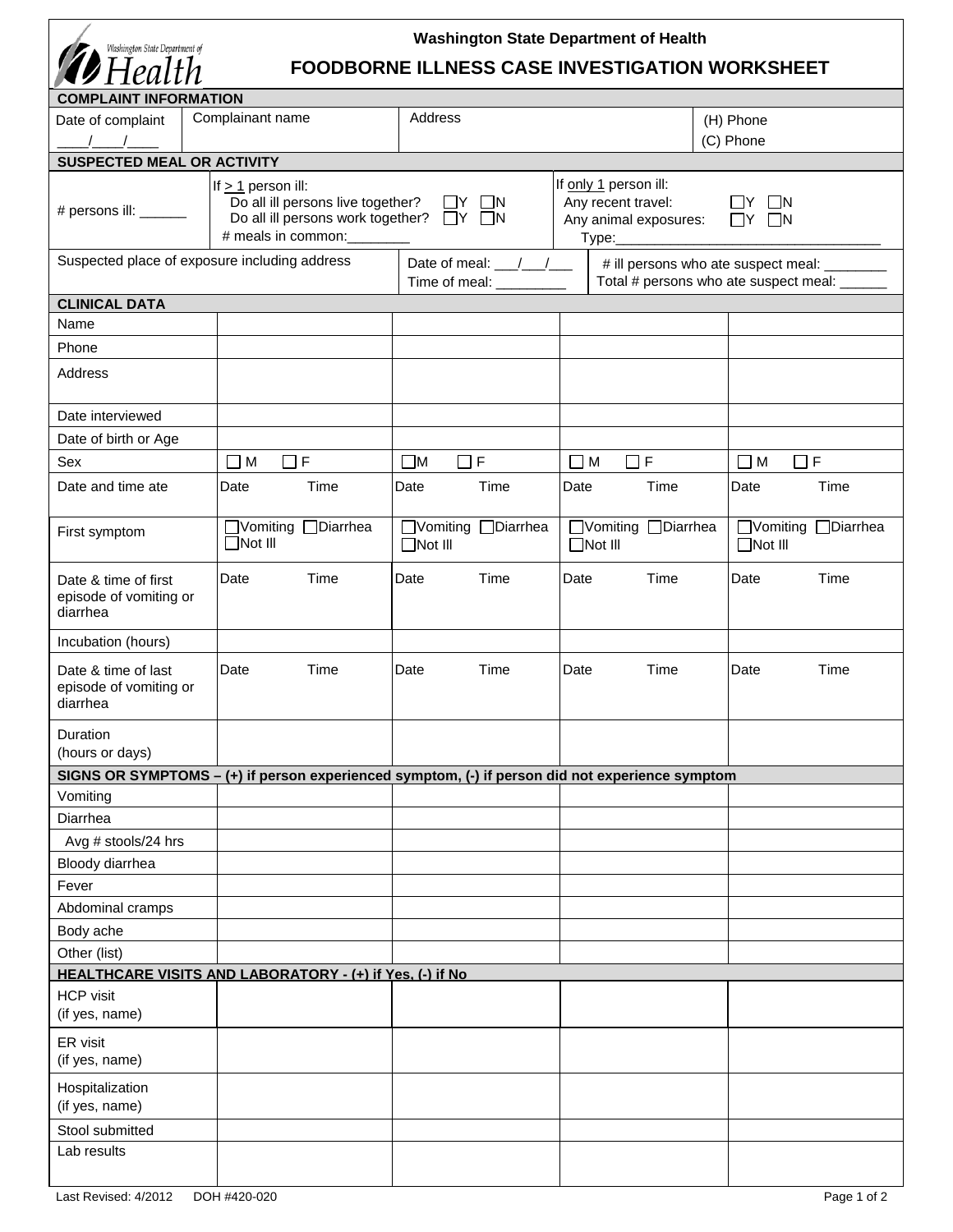Washington State Department of Health

# FOODBORNE ILLNESS CASE INVESTIGATION WORKSHEET

## COMPLAINT INFORMATION

| Date of complaint | Complainant name | Address | (H) Phone |
|---|---|---|---|
| ____/____/____ | | | (C) Phone |

## SUSPECTED MEAL OR ACTIVITY

# persons ill: ______

If ≥ 1 person ill:
- Do all ill persons live together? ☐Y ☐N
- Do all ill persons work together? ☐Y ☐N
- # meals in common:________

If only 1 person ill:
- Any recent travel: ☐Y ☐N
- Any animal exposures: ☐Y ☐N
- Type:___________________________________

Suspected place of exposure including address

Date of meal: ___/___/___
Time of meal: _________

# ill persons who ate suspect meal: ________
Total # persons who ate suspect meal: ______

## CLINICAL DATA

| | | | | |
|---|---|---|---|---|
| Name | | | | |
| Phone | | | | |
| Address | | | | |
| Date interviewed | | | | |
| Date of birth or Age | | | | |
| Sex | ☐ M ☐ F | ☐M ☐ F | ☐ M ☐ F | ☐ M ☐ F |
| Date and time ate | Date Time | Date Time | Date Time | Date Time |
| First symptom | ☐Vomiting ☐Diarrhea ☐Not Ill | ☐Vomiting ☐Diarrhea ☐Not Ill | ☐Vomiting ☐Diarrhea ☐Not Ill | ☐Vomiting ☐Diarrhea ☐Not Ill |
| Date & time of first episode of vomiting or diarrhea | Date Time | Date Time | Date Time | Date Time |
| Incubation (hours) | | | | |
| Date & time of last episode of vomiting or diarrhea | Date Time | Date Time | Date Time | Date Time |
| Duration (hours or days) | | | | |

## SIGNS OR SYMPTOMS – (+) if person experienced symptom, (-) if person did not experience symptom

| | | | | |
|---|---|---|---|---|
| Vomiting | | | | |
| Diarrhea | | | | |
| Avg # stools/24 hrs | | | | |
| Bloody diarrhea | | | | |
| Fever | | | | |
| Abdominal cramps | | | | |
| Body ache | | | | |
| Other (list) | | | | |

## HEALTHCARE VISITS AND LABORATORY - (+) if Yes, (-) if No

| | | | | |
|---|---|---|---|---|
| HCP visit (if yes, name) | | | | |
| ER visit (if yes, name) | | | | |
| Hospitalization (if yes, name) | | | | |
| Stool submitted | | | | |
| Lab results | | | | |

Last Revised: 4/2012 DOH #420-020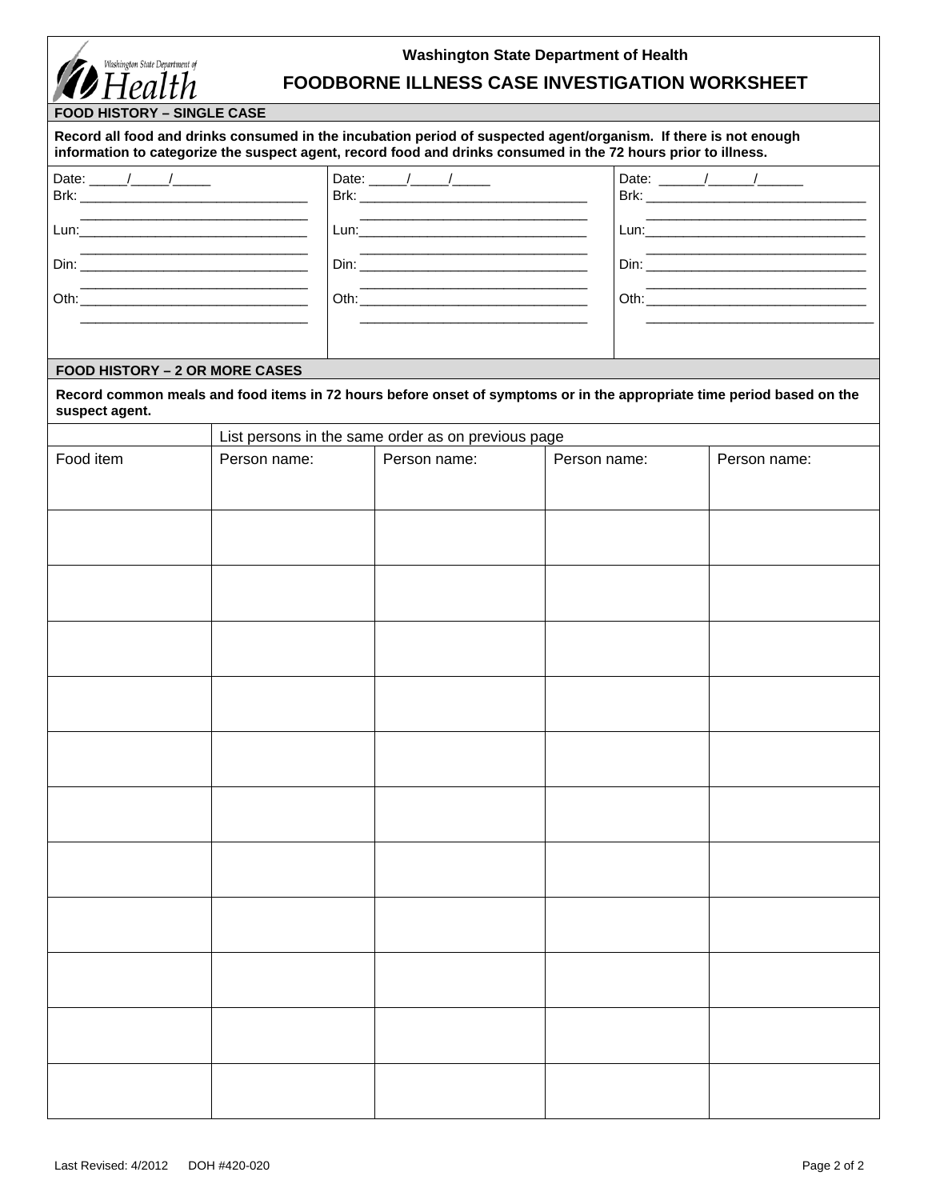Washington State Department of Health

# FOODBORNE ILLNESS CASE INVESTIGATION WORKSHEET

## FOOD HISTORY – SINGLE CASE

**Record all food and drinks consumed in the incubation period of suspected agent/organism. If there is not enough information to categorize the suspect agent, record food and drinks consumed in the 72 hours prior to illness.**

| | | |
|---|---|---|
| Date: _____/_____/_____ | Date: _____/_____/_____ | Date: ______/______/______ |
| Brk: ______________________________ | Brk: ______________________________ | Brk: ______________________________ |
| Lun:______________________________ | Lun:______________________________ | Lun:______________________________ |
| Din: ______________________________ | Din: ______________________________ | Din: ______________________________ |
| Oth:______________________________ | Oth:______________________________ | Oth:______________________________ |

## FOOD HISTORY – 2 OR MORE CASES

**Record common meals and food items in 72 hours before onset of symptoms or in the appropriate time period based on the suspect agent.**

| | List persons in the same order as on previous page | | | |
|---|---|---|---|---|
| Food item | Person name: | Person name: | Person name: | Person name: |
| | | | | |
| | | | | |
| | | | | |
| | | | | |
| | | | | |
| | | | | |
| | | | | |
| | | | | |
| | | | | |
| | | | | |
| | | | | |

Last Revised: 4/2012 DOH #420-020